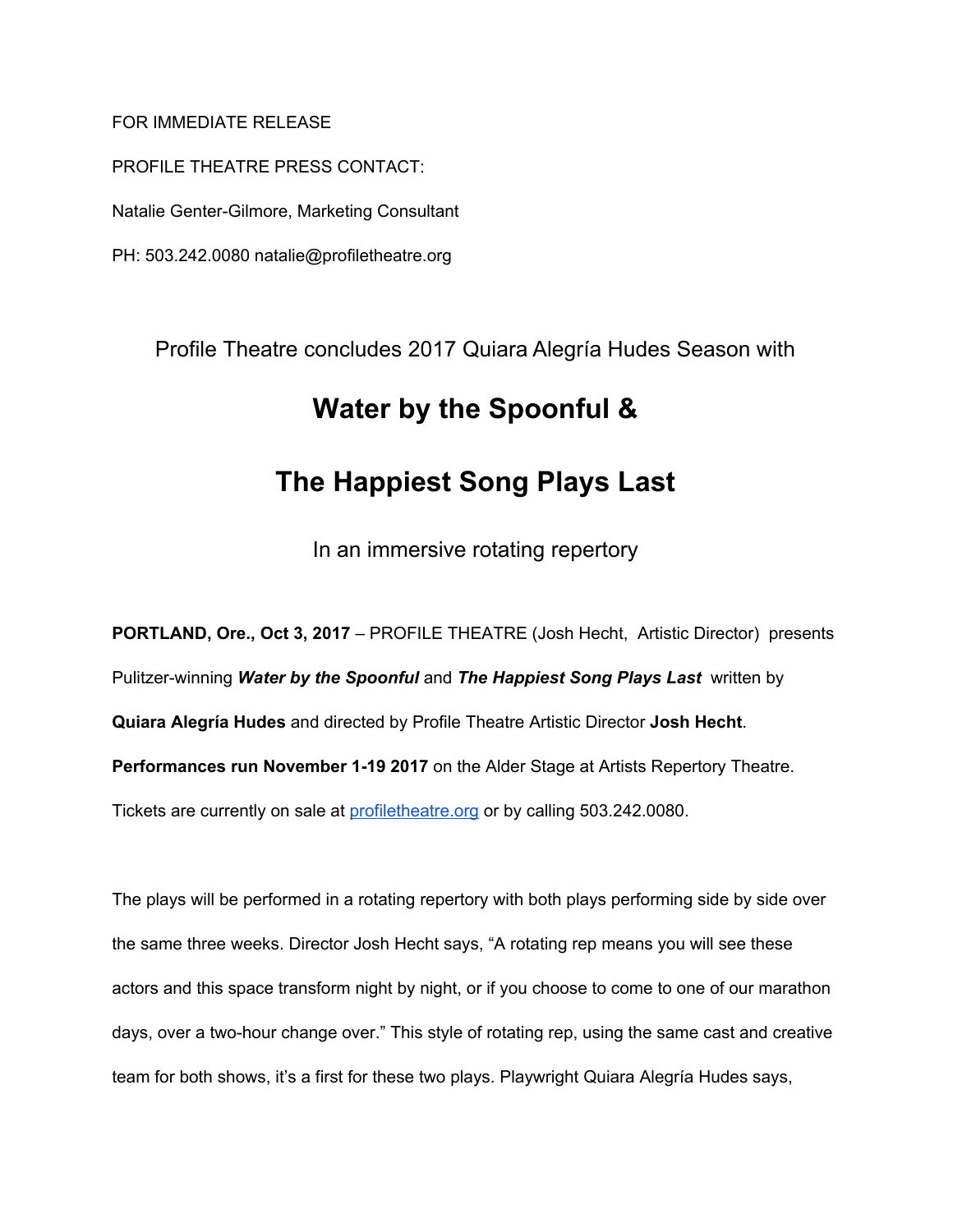FOR IMMEDIATE RELEASE

PROFILE THEATRE PRESS CONTACT:

Natalie Genter-Gilmore, Marketing Consultant

PH: 503.242.0080 natalie@profiletheatre.org

Profile Theatre concludes 2017 Quiara Alegría Hudes Season with

# Water by the Spoonful &

# The Happiest Song Plays Last

In an immersive rotating repertory

**PORTLAND, Ore., Oct 3, 2017** – PROFILE THEATRE (Josh Hecht, Artistic Director) presents Pulitzer-winning ***Water by the Spoonful*** and ***The Happiest Song Plays Last*** written by **Quiara Alegría Hudes** and directed by Profile Theatre Artistic Director **Josh Hecht**. **Performances run November 1-19 2017** on the Alder Stage at Artists Repertory Theatre. Tickets are currently on sale at profiletheatre.org or by calling 503.242.0080.

The plays will be performed in a rotating repertory with both plays performing side by side over the same three weeks. Director Josh Hecht says, "A rotating rep means you will see these actors and this space transform night by night, or if you choose to come to one of our marathon days, over a two-hour change over." This style of rotating rep, using the same cast and creative team for both shows, it's a first for these two plays. Playwright Quiara Alegría Hudes says,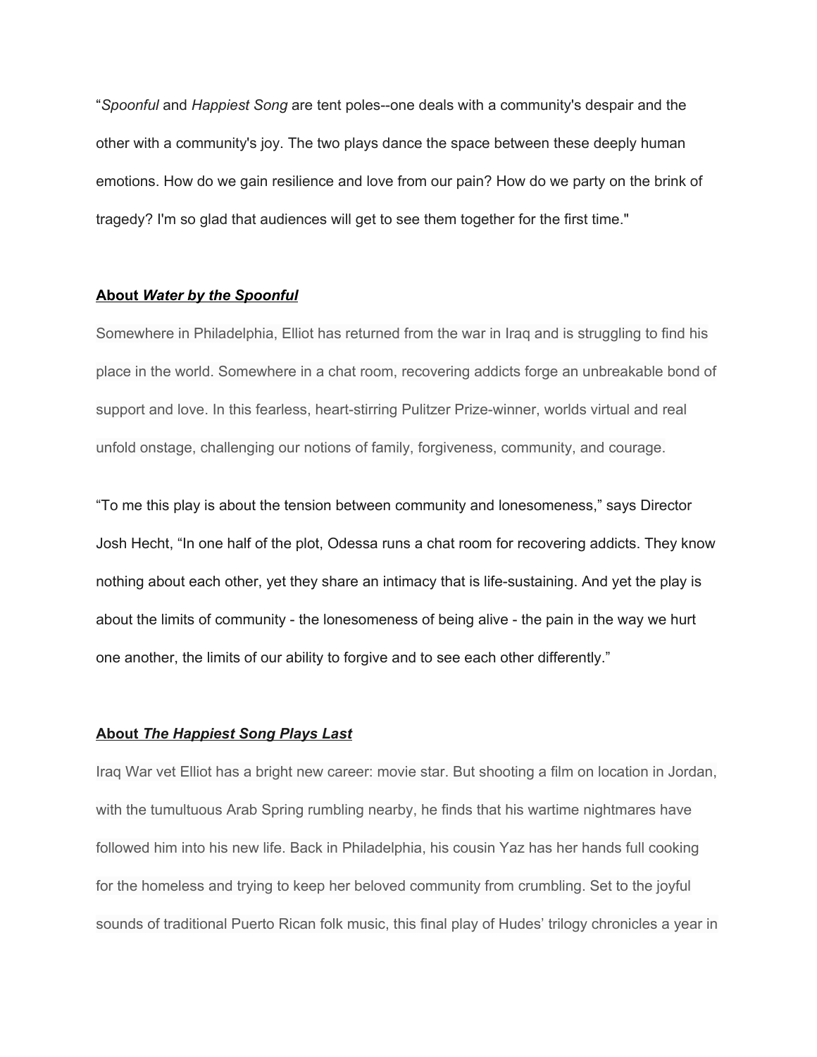"*Spoonful* and *Happiest Song* are tent poles--one deals with a community's despair and the other with a community's joy. The two plays dance the space between these deeply human emotions. How do we gain resilience and love from our pain? How do we party on the brink of tragedy? I'm so glad that audiences will get to see them together for the first time."

**About *Water by the Spoonful***

Somewhere in Philadelphia, Elliot has returned from the war in Iraq and is struggling to find his place in the world. Somewhere in a chat room, recovering addicts forge an unbreakable bond of support and love. In this fearless, heart-stirring Pulitzer Prize-winner, worlds virtual and real unfold onstage, challenging our notions of family, forgiveness, community, and courage.

"To me this play is about the tension between community and lonesomeness," says Director Josh Hecht, "In one half of the plot, Odessa runs a chat room for recovering addicts. They know nothing about each other, yet they share an intimacy that is life-sustaining. And yet the play is about the limits of community - the lonesomeness of being alive - the pain in the way we hurt one another, the limits of our ability to forgive and to see each other differently."

**About *The Happiest Song Plays Last***

Iraq War vet Elliot has a bright new career: movie star. But shooting a film on location in Jordan, with the tumultuous Arab Spring rumbling nearby, he finds that his wartime nightmares have followed him into his new life. Back in Philadelphia, his cousin Yaz has her hands full cooking for the homeless and trying to keep her beloved community from crumbling. Set to the joyful sounds of traditional Puerto Rican folk music, this final play of Hudes' trilogy chronicles a year in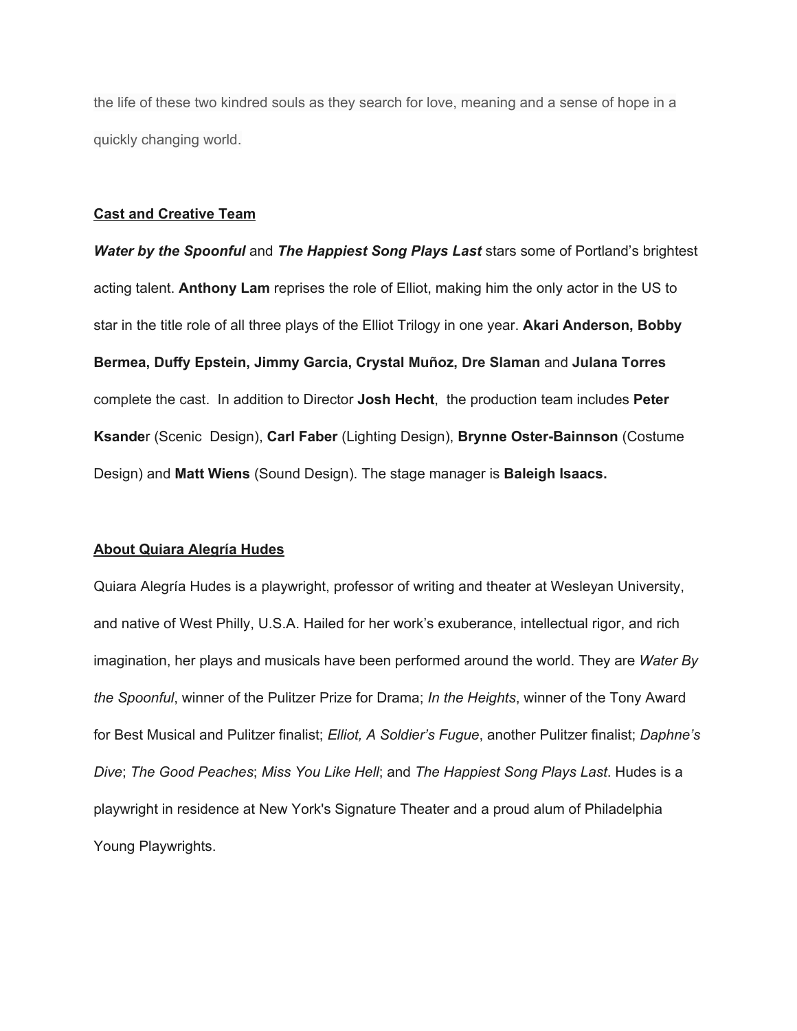the life of these two kindred souls as they search for love, meaning and a sense of hope in a quickly changing world.

**Cast and Creative Team**

***Water by the Spoonful*** and ***The Happiest Song Plays Last*** stars some of Portland's brightest acting talent. **Anthony Lam** reprises the role of Elliot, making him the only actor in the US to star in the title role of all three plays of the Elliot Trilogy in one year. **Akari Anderson, Bobby Bermea, Duffy Epstein, Jimmy Garcia, Crystal Muñoz, Dre Slaman** and **Julana Torres** complete the cast. In addition to Director **Josh Hecht**, the production team includes **Peter Ksande**r (Scenic Design), **Carl Faber** (Lighting Design), **Brynne Oster-Bainnson** (Costume Design) and **Matt Wiens** (Sound Design). The stage manager is **Baleigh Isaacs.**

**About Quiara Alegría Hudes**

Quiara Alegría Hudes is a playwright, professor of writing and theater at Wesleyan University, and native of West Philly, U.S.A. Hailed for her work's exuberance, intellectual rigor, and rich imagination, her plays and musicals have been performed around the world. They are *Water By the Spoonful*, winner of the Pulitzer Prize for Drama; *In the Heights*, winner of the Tony Award for Best Musical and Pulitzer finalist; *Elliot, A Soldier's Fugue*, another Pulitzer finalist; *Daphne's Dive*; *The Good Peaches*; *Miss You Like Hell*; and *The Happiest Song Plays Last*. Hudes is a playwright in residence at New York's Signature Theater and a proud alum of Philadelphia Young Playwrights.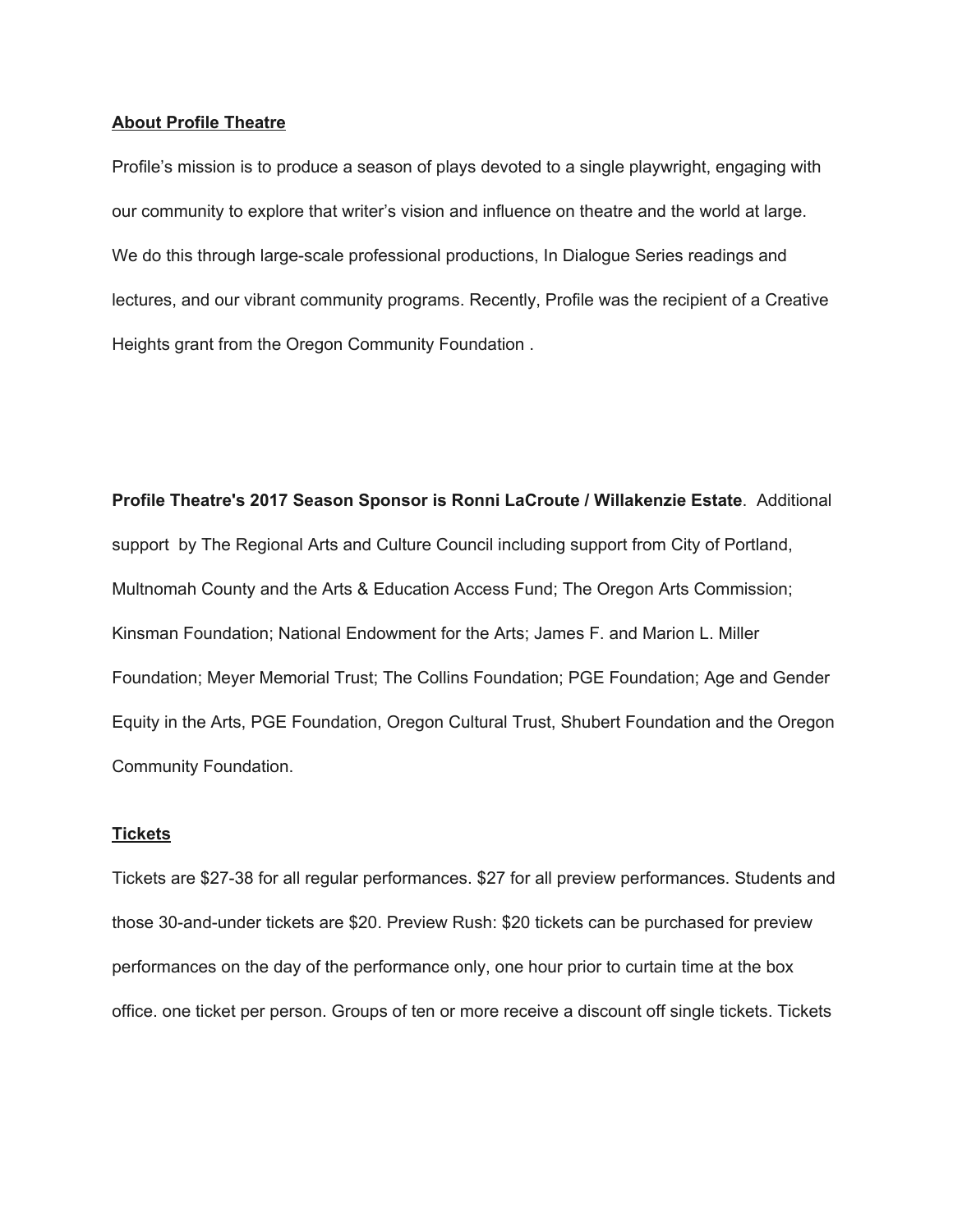**About Profile Theatre**

Profile's mission is to produce a season of plays devoted to a single playwright, engaging with our community to explore that writer's vision and influence on theatre and the world at large. We do this through large-scale professional productions, In Dialogue Series readings and lectures, and our vibrant community programs. Recently, Profile was the recipient of a Creative Heights grant from the Oregon Community Foundation .

**Profile Theatre's 2017 Season Sponsor is Ronni LaCroute / Willakenzie Estate**. Additional support by The Regional Arts and Culture Council including support from City of Portland, Multnomah County and the Arts & Education Access Fund; The Oregon Arts Commission; Kinsman Foundation; National Endowment for the Arts; James F. and Marion L. Miller Foundation; Meyer Memorial Trust; The Collins Foundation; PGE Foundation; Age and Gender Equity in the Arts, PGE Foundation, Oregon Cultural Trust, Shubert Foundation and the Oregon Community Foundation.

**Tickets**

Tickets are $27-38 for all regular performances. $27 for all preview performances. Students and those 30-and-under tickets are $20. Preview Rush: $20 tickets can be purchased for preview performances on the day of the performance only, one hour prior to curtain time at the box office. one ticket per person. Groups of ten or more receive a discount off single tickets. Tickets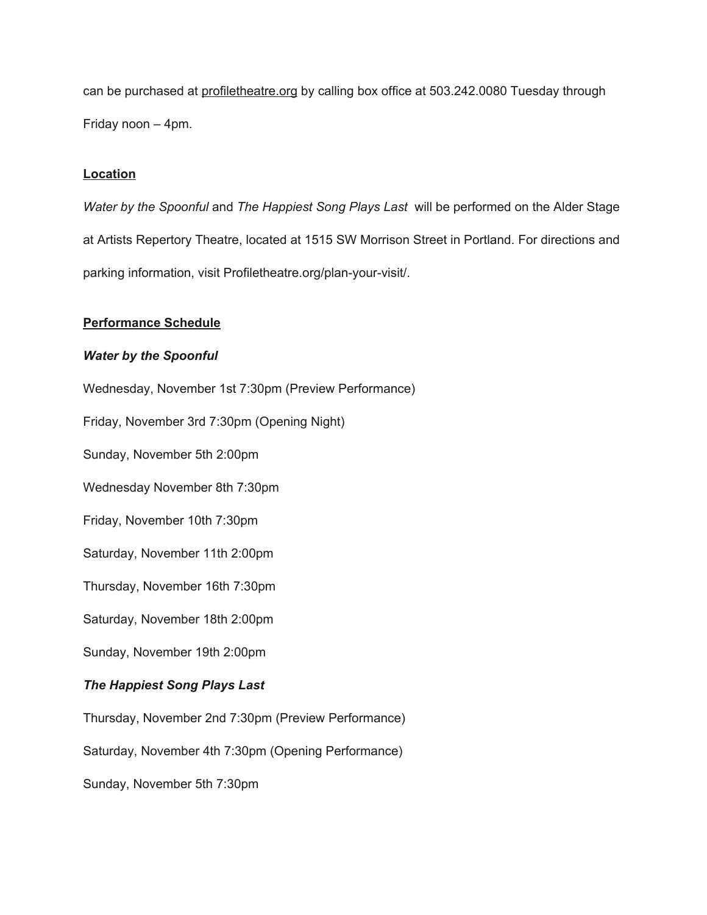can be purchased at profiletheatre.org by calling box office at 503.242.0080 Tuesday through Friday noon – 4pm.

**Location**

*Water by the Spoonful* and *The Happiest Song Plays Last* will be performed on the Alder Stage at Artists Repertory Theatre, located at 1515 SW Morrison Street in Portland. For directions and parking information, visit Profiletheatre.org/plan-your-visit/.

**Performance Schedule**

***Water by the Spoonful***

Wednesday, November 1st 7:30pm (Preview Performance)

Friday, November 3rd 7:30pm (Opening Night)

Sunday, November 5th 2:00pm

Wednesday November 8th 7:30pm

Friday, November 10th 7:30pm

Saturday, November 11th 2:00pm

Thursday, November 16th 7:30pm

Saturday, November 18th 2:00pm

Sunday, November 19th 2:00pm

***The Happiest Song Plays Last***

Thursday, November 2nd 7:30pm (Preview Performance)

Saturday, November 4th 7:30pm (Opening Performance)

Sunday, November 5th 7:30pm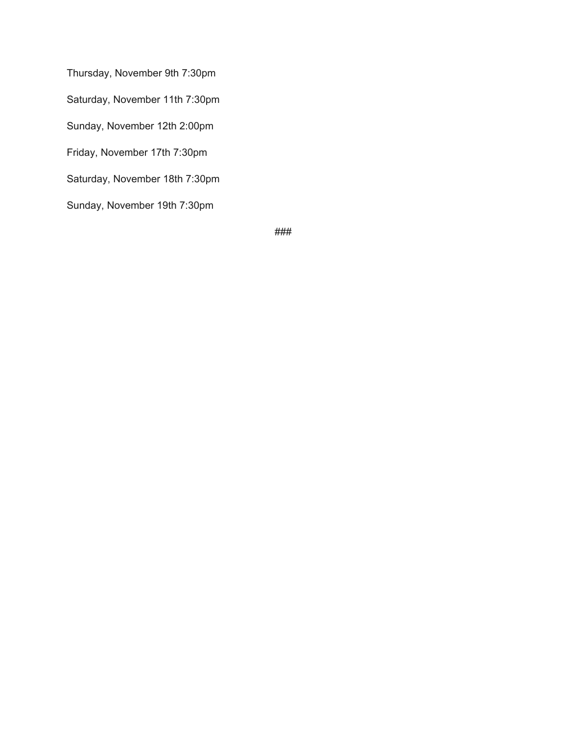Thursday, November 9th 7:30pm

Saturday, November 11th 7:30pm

Sunday, November 12th 2:00pm

Friday, November 17th 7:30pm

Saturday, November 18th 7:30pm

Sunday, November 19th 7:30pm

###